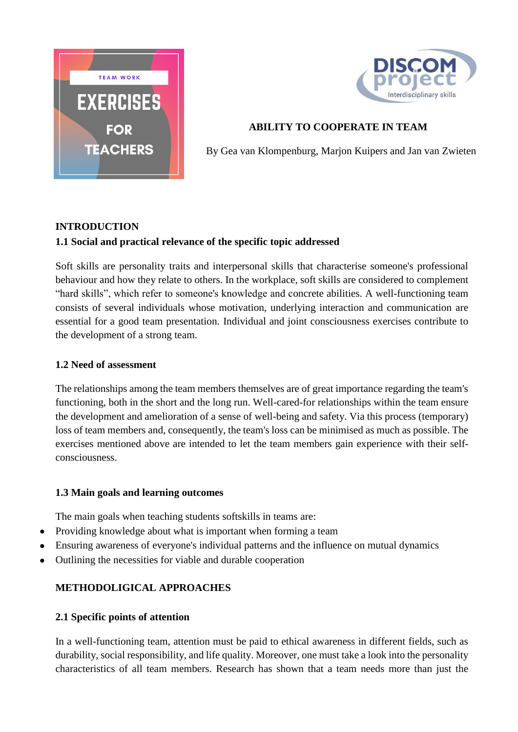TEAM WORK

EXERCISES FOR TEACHERS

DISCOM project Interdisciplinary skills

# ABILITY TO COOPERATE IN TEAM

By Gea van Klompenburg, Marjon Kuipers and Jan van Zwieten

## INTRODUCTION

### 1.1 Social and practical relevance of the specific topic addressed

Soft skills are personality traits and interpersonal skills that characterise someone's professional behaviour and how they relate to others. In the workplace, soft skills are considered to complement "hard skills", which refer to someone's knowledge and concrete abilities. A well-functioning team consists of several individuals whose motivation, underlying interaction and communication are essential for a good team presentation. Individual and joint consciousness exercises contribute to the development of a strong team.

### 1.2 Need of assessment

The relationships among the team members themselves are of great importance regarding the team's functioning, both in the short and the long run. Well-cared-for relationships within the team ensure the development and amelioration of a sense of well-being and safety. Via this process (temporary) loss of team members and, consequently, the team's loss can be minimised as much as possible. The exercises mentioned above are intended to let the team members gain experience with their self-consciousness.

### 1.3 Main goals and learning outcomes

The main goals when teaching students softskills in teams are:

- Providing knowledge about what is important when forming a team
- Ensuring awareness of everyone's individual patterns and the influence on mutual dynamics
- Outlining the necessities for viable and durable cooperation

## METHODOLIGICAL APPROACHES

### 2.1 Specific points of attention

In a well-functioning team, attention must be paid to ethical awareness in different fields, such as durability, social responsibility, and life quality. Moreover, one must take a look into the personality characteristics of all team members. Research has shown that a team needs more than just the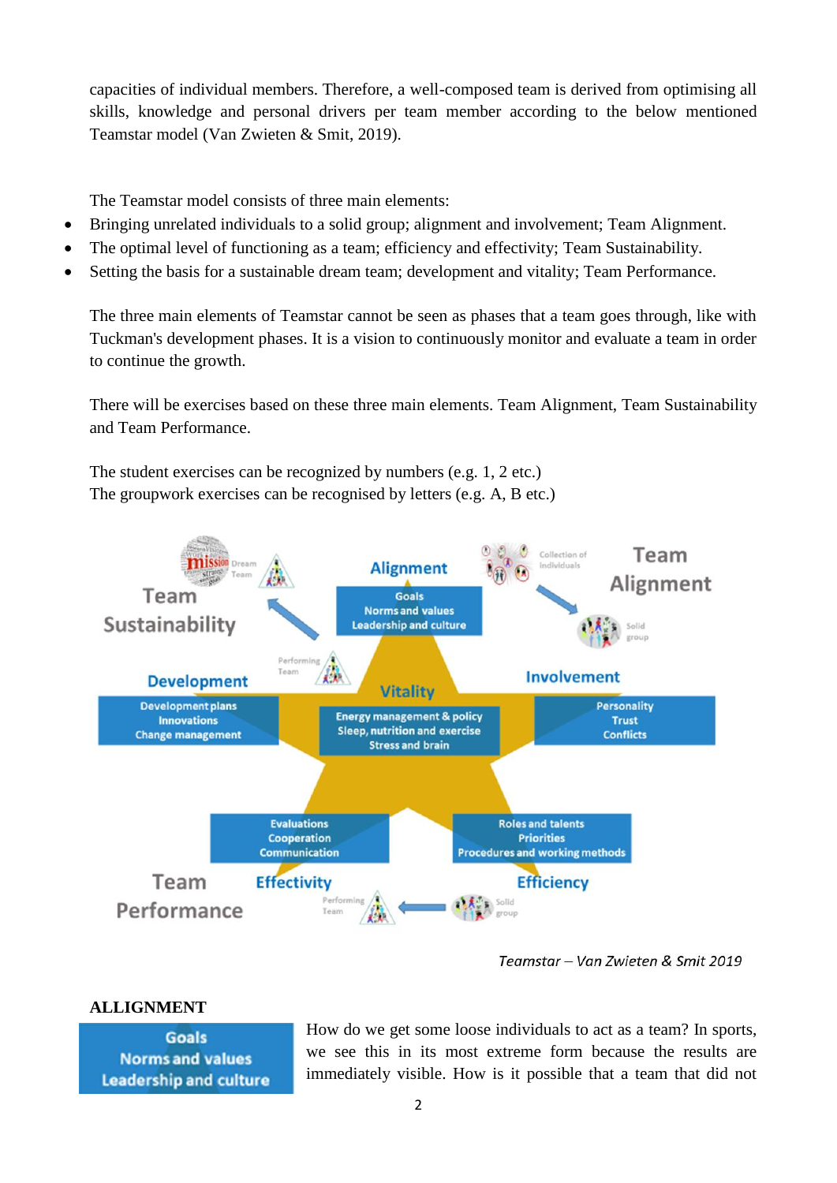capacities of individual members. Therefore, a well-composed team is derived from optimising all skills, knowledge and personal drivers per team member according to the below mentioned Teamstar model (Van Zwieten & Smit, 2019).

The Teamstar model consists of three main elements:

- Bringing unrelated individuals to a solid group; alignment and involvement; Team Alignment.
- The optimal level of functioning as a team; efficiency and effectivity; Team Sustainability.
- Setting the basis for a sustainable dream team; development and vitality; Team Performance.

The three main elements of Teamstar cannot be seen as phases that a team goes through, like with Tuckman's development phases. It is a vision to continuously monitor and evaluate a team in order to continue the growth.

There will be exercises based on these three main elements. Team Alignment, Team Sustainability and Team Performance.

The student exercises can be recognized by numbers (e.g. 1, 2 etc.)
The groupwork exercises can be recognised by letters (e.g. A, B etc.)

Team Sustainability
Dream Team
Alignment
Goals
Norms and values
Leadership and culture
Collection of individuals
Team Alignment
Solid group
Performing Team
Development
Development plans
Innovations
Change management
Vitality
Energy management & policy
Sleep, nutrition and exercise
Stress and brain
Involvement
Personality
Trust
Conflicts
Evaluations
Cooperation
Communication
Roles and talents
Priorities
Procedures and working methods
Team Performance
Effectivity
Efficiency
Performing Team
Solid group

*Teamstar – Van Zwieten & Smit 2019*

## ALLIGNMENT

**Goals**
**Norms and values**
**Leadership and culture**

How do we get some loose individuals to act as a team? In sports, we see this in its most extreme form because the results are immediately visible. How is it possible that a team that did not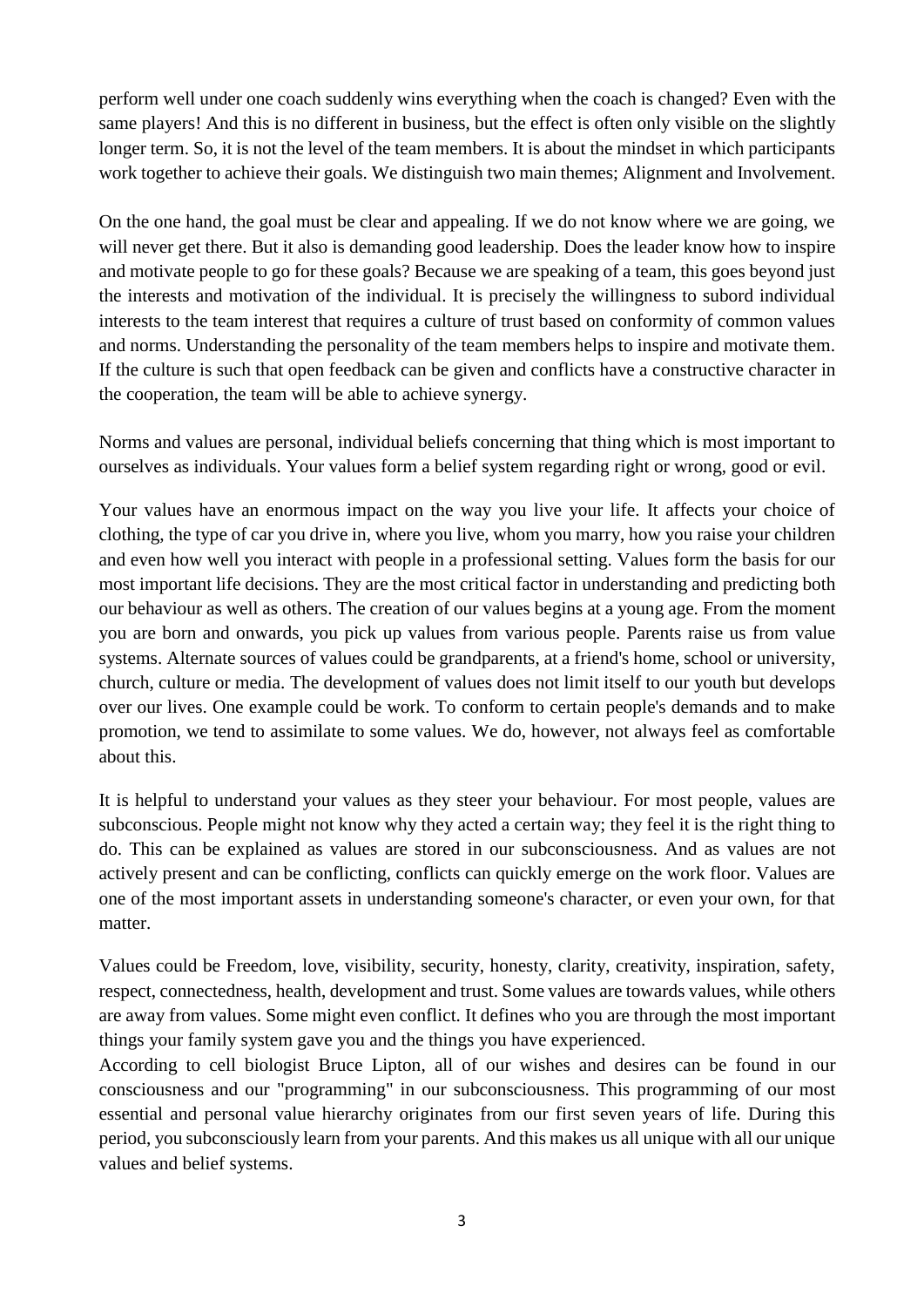perform well under one coach suddenly wins everything when the coach is changed? Even with the same players! And this is no different in business, but the effect is often only visible on the slightly longer term. So, it is not the level of the team members. It is about the mindset in which participants work together to achieve their goals. We distinguish two main themes; Alignment and Involvement.

On the one hand, the goal must be clear and appealing. If we do not know where we are going, we will never get there. But it also is demanding good leadership. Does the leader know how to inspire and motivate people to go for these goals? Because we are speaking of a team, this goes beyond just the interests and motivation of the individual. It is precisely the willingness to subord individual interests to the team interest that requires a culture of trust based on conformity of common values and norms. Understanding the personality of the team members helps to inspire and motivate them. If the culture is such that open feedback can be given and conflicts have a constructive character in the cooperation, the team will be able to achieve synergy.

Norms and values are personal, individual beliefs concerning that thing which is most important to ourselves as individuals. Your values form a belief system regarding right or wrong, good or evil.

Your values have an enormous impact on the way you live your life. It affects your choice of clothing, the type of car you drive in, where you live, whom you marry, how you raise your children and even how well you interact with people in a professional setting. Values form the basis for our most important life decisions. They are the most critical factor in understanding and predicting both our behaviour as well as others. The creation of our values begins at a young age. From the moment you are born and onwards, you pick up values from various people. Parents raise us from value systems. Alternate sources of values could be grandparents, at a friend's home, school or university, church, culture or media. The development of values does not limit itself to our youth but develops over our lives. One example could be work. To conform to certain people's demands and to make promotion, we tend to assimilate to some values. We do, however, not always feel as comfortable about this.

It is helpful to understand your values as they steer your behaviour. For most people, values are subconscious. People might not know why they acted a certain way; they feel it is the right thing to do. This can be explained as values are stored in our subconsciousness. And as values are not actively present and can be conflicting, conflicts can quickly emerge on the work floor. Values are one of the most important assets in understanding someone's character, or even your own, for that matter.

Values could be Freedom, love, visibility, security, honesty, clarity, creativity, inspiration, safety, respect, connectedness, health, development and trust. Some values are towards values, while others are away from values. Some might even conflict. It defines who you are through the most important things your family system gave you and the things you have experienced.
According to cell biologist Bruce Lipton, all of our wishes and desires can be found in our consciousness and our "programming" in our subconsciousness. This programming of our most essential and personal value hierarchy originates from our first seven years of life. During this period, you subconsciously learn from your parents. And this makes us all unique with all our unique values and belief systems.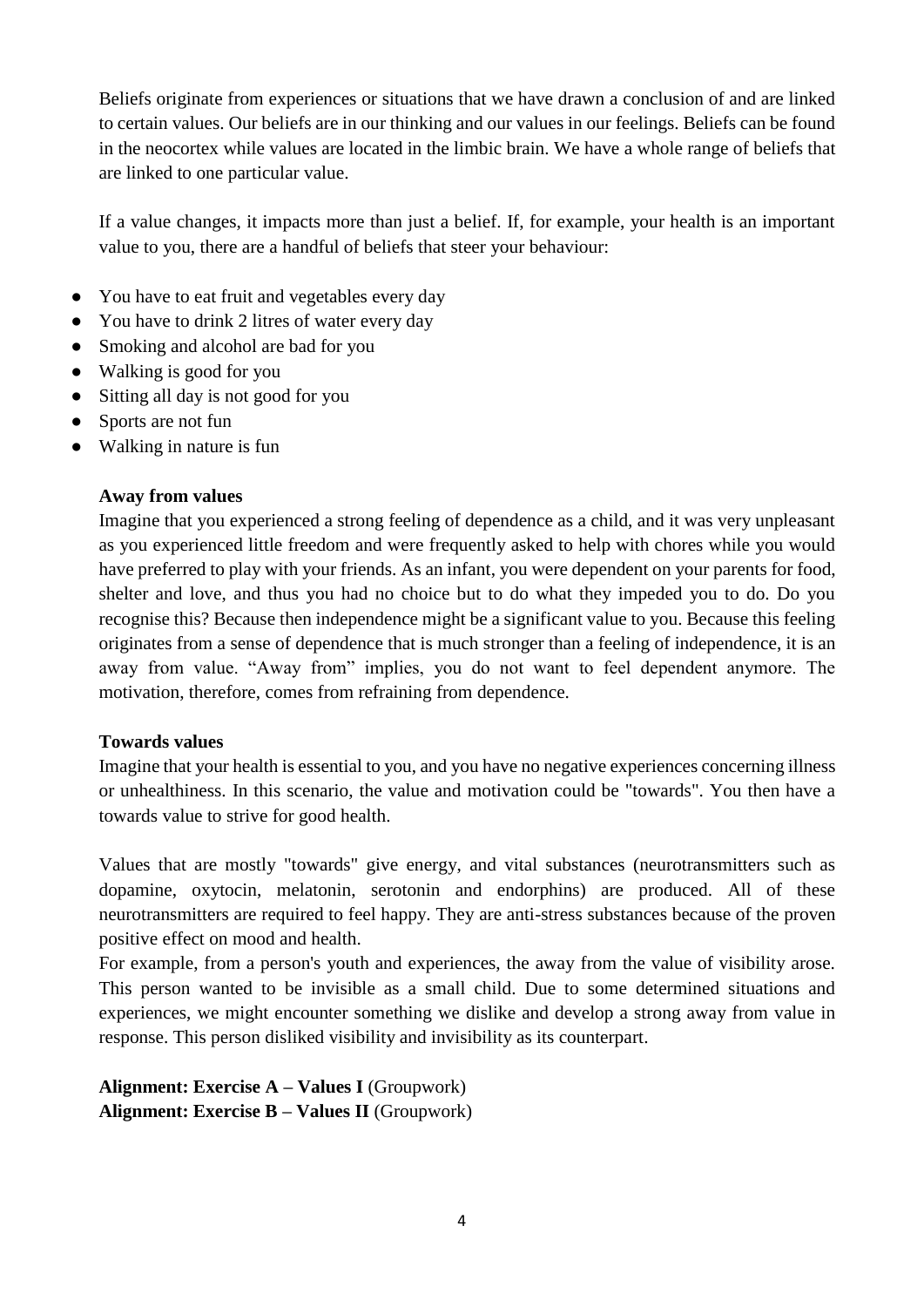Beliefs originate from experiences or situations that we have drawn a conclusion of and are linked to certain values. Our beliefs are in our thinking and our values in our feelings. Beliefs can be found in the neocortex while values are located in the limbic brain. We have a whole range of beliefs that are linked to one particular value.

If a value changes, it impacts more than just a belief. If, for example, your health is an important value to you, there are a handful of beliefs that steer your behaviour:

- You have to eat fruit and vegetables every day
- You have to drink 2 litres of water every day
- Smoking and alcohol are bad for you
- Walking is good for you
- Sitting all day is not good for you
- Sports are not fun
- Walking in nature is fun

**Away from values**

Imagine that you experienced a strong feeling of dependence as a child, and it was very unpleasant as you experienced little freedom and were frequently asked to help with chores while you would have preferred to play with your friends. As an infant, you were dependent on your parents for food, shelter and love, and thus you had no choice but to do what they impeded you to do. Do you recognise this? Because then independence might be a significant value to you. Because this feeling originates from a sense of dependence that is much stronger than a feeling of independence, it is an away from value. "Away from" implies, you do not want to feel dependent anymore. The motivation, therefore, comes from refraining from dependence.

**Towards values**

Imagine that your health is essential to you, and you have no negative experiences concerning illness or unhealthiness. In this scenario, the value and motivation could be "towards". You then have a towards value to strive for good health.

Values that are mostly "towards" give energy, and vital substances (neurotransmitters such as dopamine, oxytocin, melatonin, serotonin and endorphins) are produced. All of these neurotransmitters are required to feel happy. They are anti-stress substances because of the proven positive effect on mood and health.

For example, from a person's youth and experiences, the away from the value of visibility arose. This person wanted to be invisible as a small child. Due to some determined situations and experiences, we might encounter something we dislike and develop a strong away from value in response. This person disliked visibility and invisibility as its counterpart.

**Alignment: Exercise A – Values I** (Groupwork)
**Alignment: Exercise B – Values II** (Groupwork)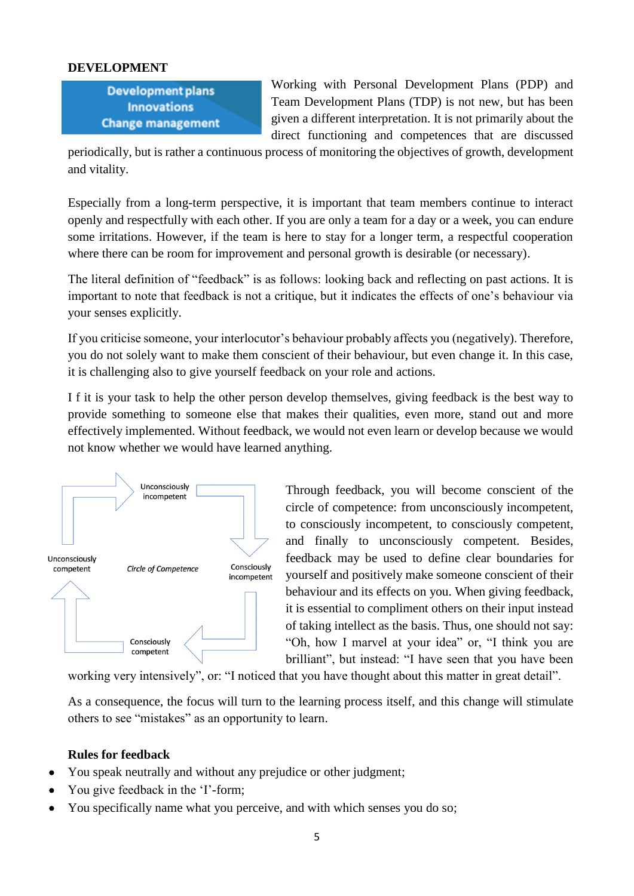**DEVELOPMENT**

Development plans
Innovations
Change management

Working with Personal Development Plans (PDP) and Team Development Plans (TDP) is not new, but has been given a different interpretation. It is not primarily about the direct functioning and competences that are discussed periodically, but is rather a continuous process of monitoring the objectives of growth, development and vitality.

Especially from a long-term perspective, it is important that team members continue to interact openly and respectfully with each other. If you are only a team for a day or a week, you can endure some irritations. However, if the team is here to stay for a longer term, a respectful cooperation where there can be room for improvement and personal growth is desirable (or necessary).

The literal definition of "feedback" is as follows: looking back and reflecting on past actions. It is important to note that feedback is not a critique, but it indicates the effects of one's behaviour via your senses explicitly.

If you criticise someone, your interlocutor's behaviour probably affects you (negatively). Therefore, you do not solely want to make them conscient of their behaviour, but even change it. In this case, it is challenging also to give yourself feedback on your role and actions.

I f it is your task to help the other person develop themselves, giving feedback is the best way to provide something to someone else that makes their qualities, even more, stand out and more effectively implemented. Without feedback, we would not even learn or develop because we would not know whether we would have learned anything.

Unconsciously incompetent
Consciously incompetent
Consciously competent
Unconsciously competent
*Circle of Competence*

Through feedback, you will become conscient of the circle of competence: from unconsciously incompetent, to consciously incompetent, to consciously competent, and finally to unconsciously competent. Besides, feedback may be used to define clear boundaries for yourself and positively make someone conscient of their behaviour and its effects on you. When giving feedback, it is essential to compliment others on their input instead of taking intellect as the basis. Thus, one should not say: "Oh, how I marvel at your idea" or, "I think you are brilliant", but instead: "I have seen that you have been working very intensively", or: "I noticed that you have thought about this matter in great detail".

As a consequence, the focus will turn to the learning process itself, and this change will stimulate others to see "mistakes" as an opportunity to learn.

**Rules for feedback**

- You speak neutrally and without any prejudice or other judgment;
- You give feedback in the 'I'-form;
- You specifically name what you perceive, and with which senses you do so;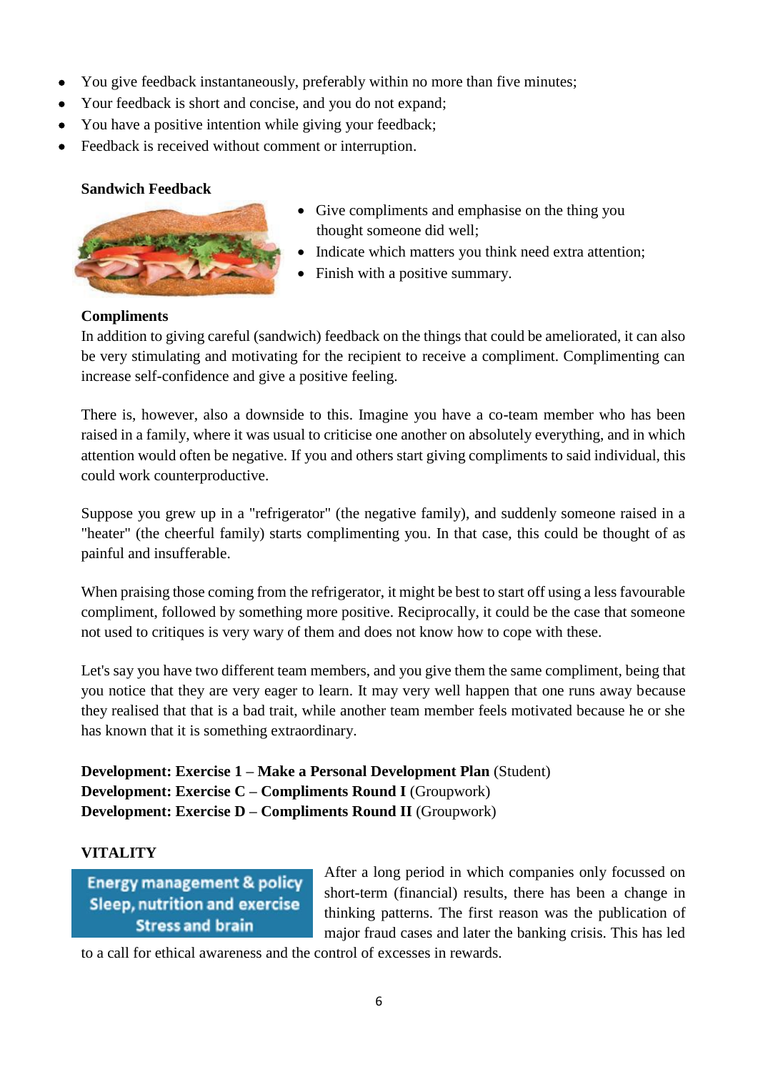- You give feedback instantaneously, preferably within no more than five minutes;
- Your feedback is short and concise, and you do not expand;
- You have a positive intention while giving your feedback;
- Feedback is received without comment or interruption.

**Sandwich Feedback**

- Give compliments and emphasise on the thing you thought someone did well;
- Indicate which matters you think need extra attention;
- Finish with a positive summary.

**Compliments**

In addition to giving careful (sandwich) feedback on the things that could be ameliorated, it can also be very stimulating and motivating for the recipient to receive a compliment. Complimenting can increase self-confidence and give a positive feeling.

There is, however, also a downside to this. Imagine you have a co-team member who has been raised in a family, where it was usual to criticise one another on absolutely everything, and in which attention would often be negative. If you and others start giving compliments to said individual, this could work counterproductive.

Suppose you grew up in a "refrigerator" (the negative family), and suddenly someone raised in a "heater" (the cheerful family) starts complimenting you. In that case, this could be thought of as painful and insufferable.

When praising those coming from the refrigerator, it might be best to start off using a less favourable compliment, followed by something more positive. Reciprocally, it could be the case that someone not used to critiques is very wary of them and does not know how to cope with these.

Let's say you have two different team members, and you give them the same compliment, being that you notice that they are very eager to learn. It may very well happen that one runs away because they realised that that is a bad trait, while another team member feels motivated because he or she has known that it is something extraordinary.

**Development: Exercise 1 – Make a Personal Development Plan** (Student)
**Development: Exercise C – Compliments Round I** (Groupwork)
**Development: Exercise D – Compliments Round II** (Groupwork)

**VITALITY**

Energy management & policy
Sleep, nutrition and exercise
Stress and brain

After a long period in which companies only focussed on short-term (financial) results, there has been a change in thinking patterns. The first reason was the publication of major fraud cases and later the banking crisis. This has led to a call for ethical awareness and the control of excesses in rewards.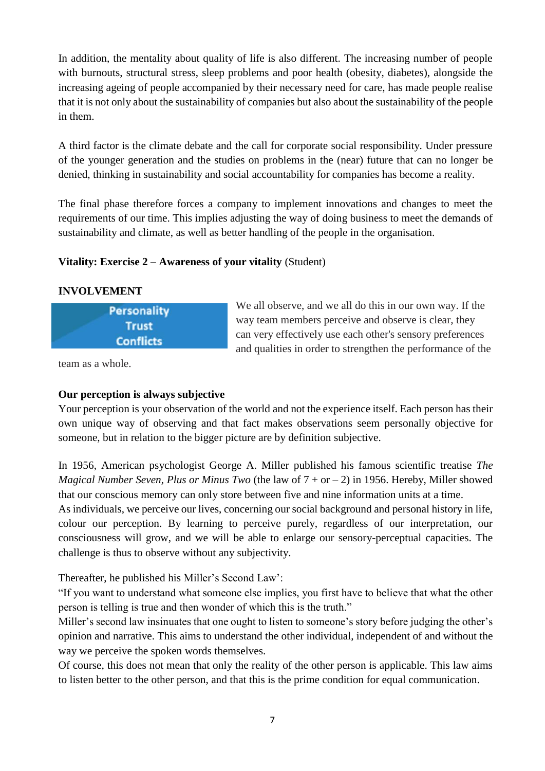In addition, the mentality about quality of life is also different. The increasing number of people with burnouts, structural stress, sleep problems and poor health (obesity, diabetes), alongside the increasing ageing of people accompanied by their necessary need for care, has made people realise that it is not only about the sustainability of companies but also about the sustainability of the people in them.

A third factor is the climate debate and the call for corporate social responsibility. Under pressure of the younger generation and the studies on problems in the (near) future that can no longer be denied, thinking in sustainability and social accountability for companies has become a reality.

The final phase therefore forces a company to implement innovations and changes to meet the requirements of our time. This implies adjusting the way of doing business to meet the demands of sustainability and climate, as well as better handling of the people in the organisation.

**Vitality: Exercise 2 – Awareness of your vitality** (Student)

**INVOLVEMENT**

Personality
Trust
Conflicts

We all observe, and we all do this in our own way. If the way team members perceive and observe is clear, they can very effectively use each other's sensory preferences and qualities in order to strengthen the performance of the team as a whole.

**Our perception is always subjective**

Your perception is your observation of the world and not the experience itself. Each person has their own unique way of observing and that fact makes observations seem personally objective for someone, but in relation to the bigger picture are by definition subjective.

In 1956, American psychologist George A. Miller published his famous scientific treatise *The Magical Number Seven, Plus or Minus Two* (the law of 7 + or – 2) in 1956. Hereby, Miller showed that our conscious memory can only store between five and nine information units at a time.
As individuals, we perceive our lives, concerning our social background and personal history in life, colour our perception. By learning to perceive purely, regardless of our interpretation, our consciousness will grow, and we will be able to enlarge our sensory-perceptual capacities. The challenge is thus to observe without any subjectivity.

Thereafter, he published his Miller's Second Law':
"If you want to understand what someone else implies, you first have to believe that what the other person is telling is true and then wonder of which this is the truth."
Miller's second law insinuates that one ought to listen to someone's story before judging the other's opinion and narrative. This aims to understand the other individual, independent of and without the way we perceive the spoken words themselves.
Of course, this does not mean that only the reality of the other person is applicable. This law aims to listen better to the other person, and that this is the prime condition for equal communication.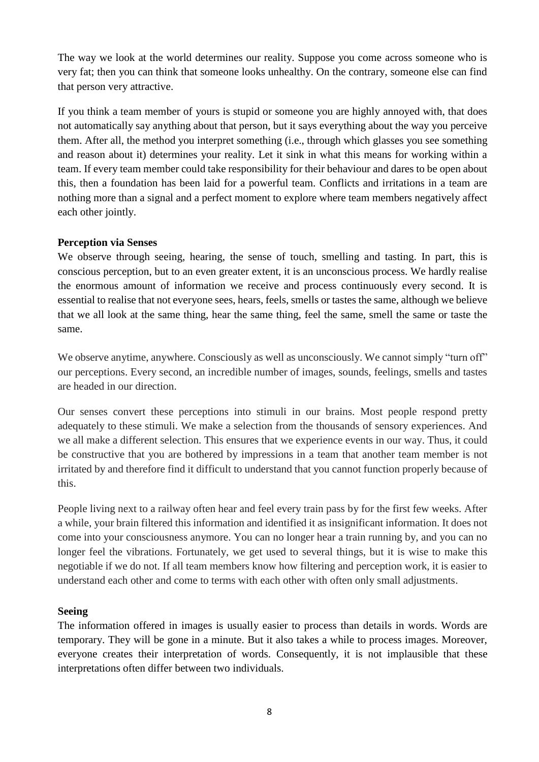The way we look at the world determines our reality. Suppose you come across someone who is very fat; then you can think that someone looks unhealthy. On the contrary, someone else can find that person very attractive.

If you think a team member of yours is stupid or someone you are highly annoyed with, that does not automatically say anything about that person, but it says everything about the way you perceive them. After all, the method you interpret something (i.e., through which glasses you see something and reason about it) determines your reality. Let it sink in what this means for working within a team. If every team member could take responsibility for their behaviour and dares to be open about this, then a foundation has been laid for a powerful team. Conflicts and irritations in a team are nothing more than a signal and a perfect moment to explore where team members negatively affect each other jointly.

**Perception via Senses**

We observe through seeing, hearing, the sense of touch, smelling and tasting. In part, this is conscious perception, but to an even greater extent, it is an unconscious process. We hardly realise the enormous amount of information we receive and process continuously every second. It is essential to realise that not everyone sees, hears, feels, smells or tastes the same, although we believe that we all look at the same thing, hear the same thing, feel the same, smell the same or taste the same.

We observe anytime, anywhere. Consciously as well as unconsciously. We cannot simply "turn off" our perceptions. Every second, an incredible number of images, sounds, feelings, smells and tastes are headed in our direction.

Our senses convert these perceptions into stimuli in our brains. Most people respond pretty adequately to these stimuli. We make a selection from the thousands of sensory experiences. And we all make a different selection. This ensures that we experience events in our way. Thus, it could be constructive that you are bothered by impressions in a team that another team member is not irritated by and therefore find it difficult to understand that you cannot function properly because of this.

People living next to a railway often hear and feel every train pass by for the first few weeks. After a while, your brain filtered this information and identified it as insignificant information. It does not come into your consciousness anymore. You can no longer hear a train running by, and you can no longer feel the vibrations. Fortunately, we get used to several things, but it is wise to make this negotiable if we do not. If all team members know how filtering and perception work, it is easier to understand each other and come to terms with each other with often only small adjustments.

**Seeing**

The information offered in images is usually easier to process than details in words. Words are temporary. They will be gone in a minute. But it also takes a while to process images. Moreover, everyone creates their interpretation of words. Consequently, it is not implausible that these interpretations often differ between two individuals.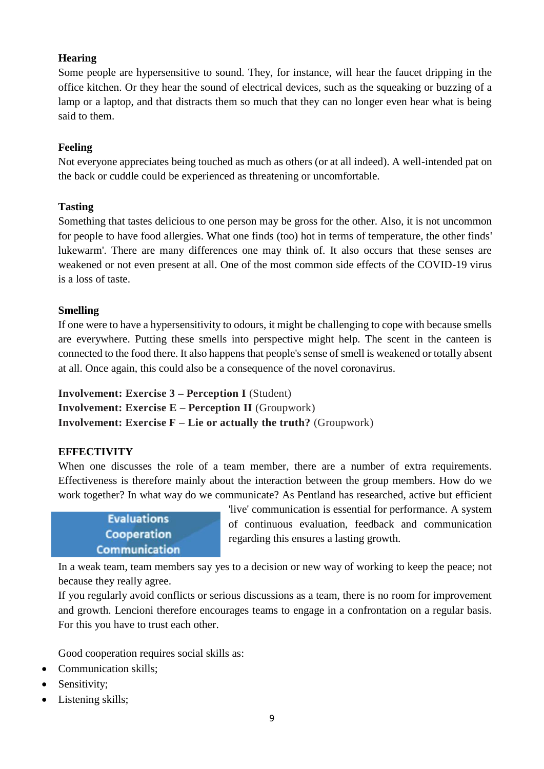**Hearing**

Some people are hypersensitive to sound. They, for instance, will hear the faucet dripping in the office kitchen. Or they hear the sound of electrical devices, such as the squeaking or buzzing of a lamp or a laptop, and that distracts them so much that they can no longer even hear what is being said to them.

**Feeling**

Not everyone appreciates being touched as much as others (or at all indeed). A well-intended pat on the back or cuddle could be experienced as threatening or uncomfortable.

**Tasting**

Something that tastes delicious to one person may be gross for the other. Also, it is not uncommon for people to have food allergies. What one finds (too) hot in terms of temperature, the other finds' lukewarm'. There are many differences one may think of. It also occurs that these senses are weakened or not even present at all. One of the most common side effects of the COVID-19 virus is a loss of taste.

**Smelling**

If one were to have a hypersensitivity to odours, it might be challenging to cope with because smells are everywhere. Putting these smells into perspective might help. The scent in the canteen is connected to the food there. It also happens that people's sense of smell is weakened or totally absent at all. Once again, this could also be a consequence of the novel coronavirus.

**Involvement: Exercise 3 – Perception I** (Student)
**Involvement: Exercise E – Perception II** (Groupwork)
**Involvement: Exercise F – Lie or actually the truth?** (Groupwork)

**EFFECTIVITY**

When one discusses the role of a team member, there are a number of extra requirements. Effectiveness is therefore mainly about the interaction between the group members. How do we work together? In what way do we communicate? As Pentland has researched, active but efficient 'live' communication is essential for performance. A system of continuous evaluation, feedback and communication regarding this ensures a lasting growth.

Evaluations
Cooperation
Communication

In a weak team, team members say yes to a decision or new way of working to keep the peace; not because they really agree.
If you regularly avoid conflicts or serious discussions as a team, there is no room for improvement and growth. Lencioni therefore encourages teams to engage in a confrontation on a regular basis. For this you have to trust each other.

Good cooperation requires social skills as:

- Communication skills;
- Sensitivity;
- Listening skills;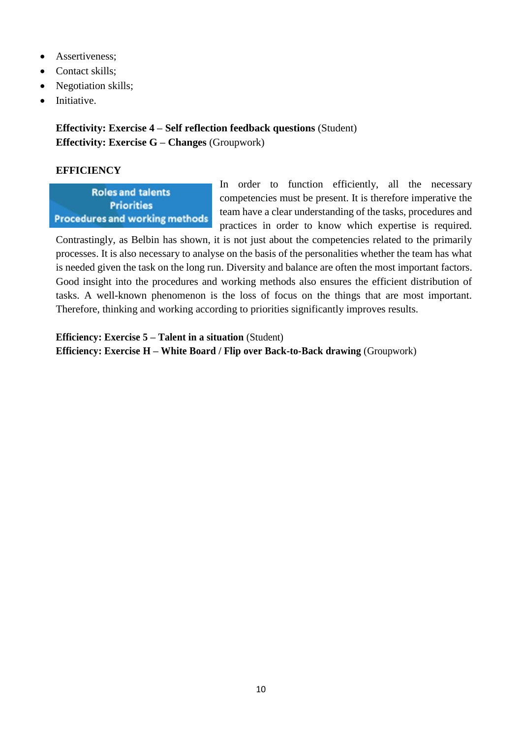- Assertiveness;
- Contact skills;
- Negotiation skills;
- Initiative.

**Effectivity: Exercise 4 – Self reflection feedback questions** (Student)
**Effectivity: Exercise G – Changes** (Groupwork)

## EFFICIENCY

Roles and talents
Priorities
Procedures and working methods

In order to function efficiently, all the necessary competencies must be present. It is therefore imperative the team have a clear understanding of the tasks, procedures and practices in order to know which expertise is required. Contrastingly, as Belbin has shown, it is not just about the competencies related to the primarily processes. It is also necessary to analyse on the basis of the personalities whether the team has what is needed given the task on the long run. Diversity and balance are often the most important factors. Good insight into the procedures and working methods also ensures the efficient distribution of tasks. A well-known phenomenon is the loss of focus on the things that are most important. Therefore, thinking and working according to priorities significantly improves results.

**Efficiency: Exercise 5 – Talent in a situation** (Student)
**Efficiency: Exercise H – White Board / Flip over Back-to-Back drawing** (Groupwork)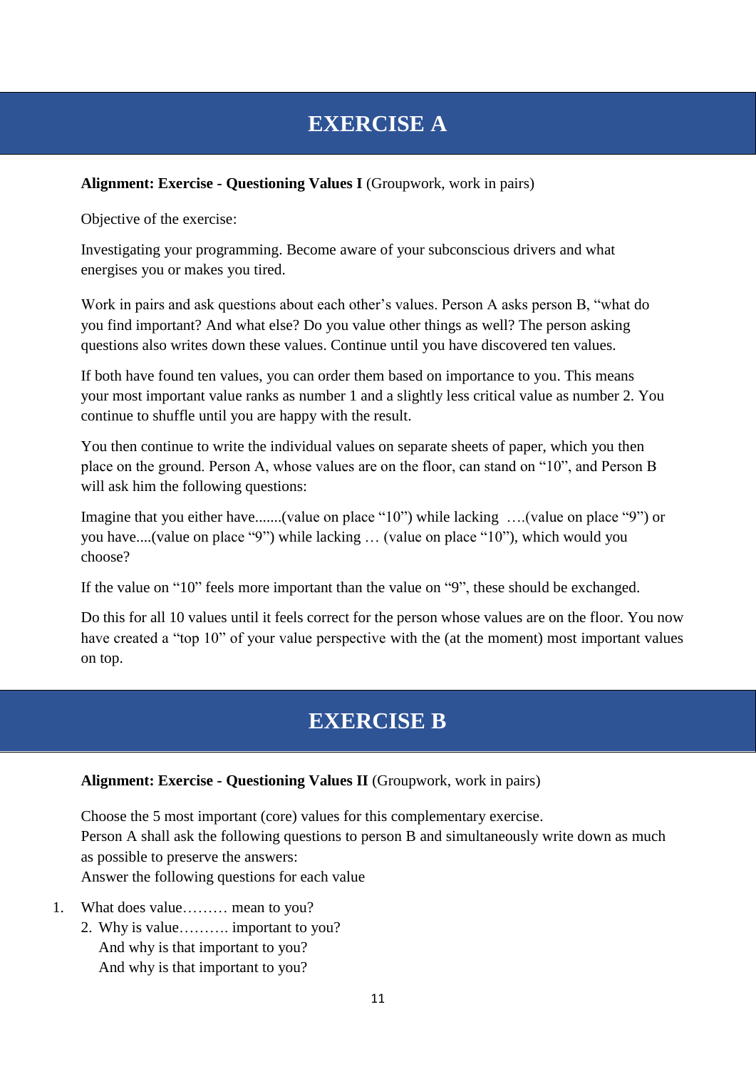# EXERCISE A

**Alignment: Exercise - Questioning Values I** (Groupwork, work in pairs)

Objective of the exercise:

Investigating your programming. Become aware of your subconscious drivers and what energises you or makes you tired.

Work in pairs and ask questions about each other's values. Person A asks person B, "what do you find important? And what else? Do you value other things as well? The person asking questions also writes down these values. Continue until you have discovered ten values.

If both have found ten values, you can order them based on importance to you. This means your most important value ranks as number 1 and a slightly less critical value as number 2. You continue to shuffle until you are happy with the result.

You then continue to write the individual values on separate sheets of paper, which you then place on the ground. Person A, whose values are on the floor, can stand on "10", and Person B will ask him the following questions:

Imagine that you either have.......(value on place "10") while lacking ….(value on place "9") or you have....(value on place "9") while lacking … (value on place "10"), which would you choose?

If the value on "10" feels more important than the value on "9", these should be exchanged.

Do this for all 10 values until it feels correct for the person whose values are on the floor. You now have created a "top 10" of your value perspective with the (at the moment) most important values on top.

# EXERCISE B

**Alignment: Exercise - Questioning Values II** (Groupwork, work in pairs)

Choose the 5 most important (core) values for this complementary exercise.
Person A shall ask the following questions to person B and simultaneously write down as much as possible to preserve the answers:
Answer the following questions for each value

1. What does value……… mean to you?
2. Why is value………. important to you?
   And why is that important to you?
   And why is that important to you?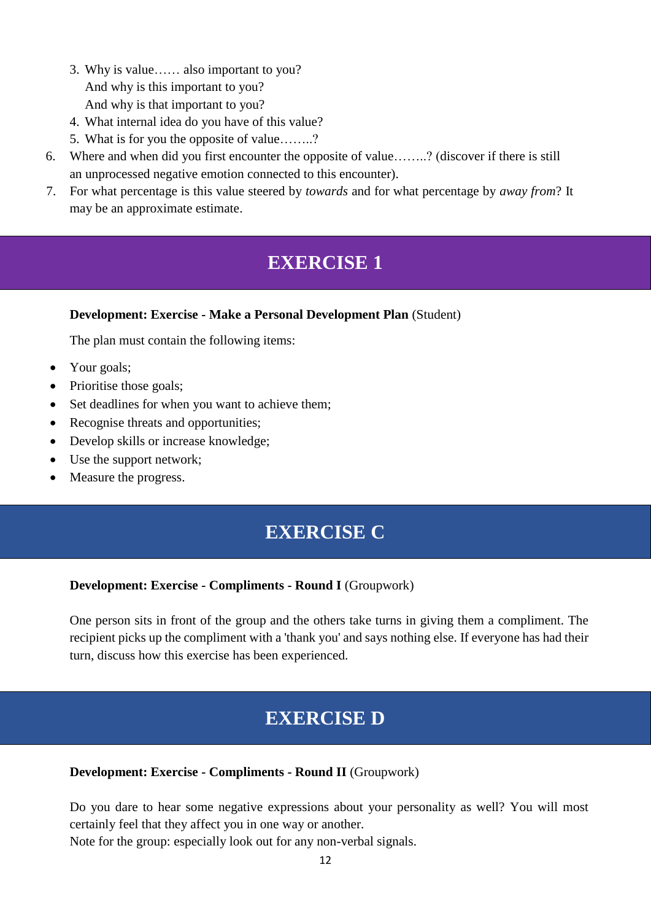3. Why is value…… also important to you?
   And why is this important to you?
   And why is that important to you?
4. What internal idea do you have of this value?
5. What is for you the opposite of value……..?

6. Where and when did you first encounter the opposite of value……..? (discover if there is still an unprocessed negative emotion connected to this encounter).
7. For what percentage is this value steered by *towards* and for what percentage by *away from*? It may be an approximate estimate.

## EXERCISE 1

**Development: Exercise - Make a Personal Development Plan** (Student)

The plan must contain the following items:

- Your goals;
- Prioritise those goals;
- Set deadlines for when you want to achieve them;
- Recognise threats and opportunities;
- Develop skills or increase knowledge;
- Use the support network;
- Measure the progress.

## EXERCISE C

**Development: Exercise - Compliments - Round I** (Groupwork)

One person sits in front of the group and the others take turns in giving them a compliment. The recipient picks up the compliment with a 'thank you' and says nothing else. If everyone has had their turn, discuss how this exercise has been experienced.

## EXERCISE D

**Development: Exercise - Compliments - Round II** (Groupwork)

Do you dare to hear some negative expressions about your personality as well? You will most certainly feel that they affect you in one way or another.
Note for the group: especially look out for any non-verbal signals.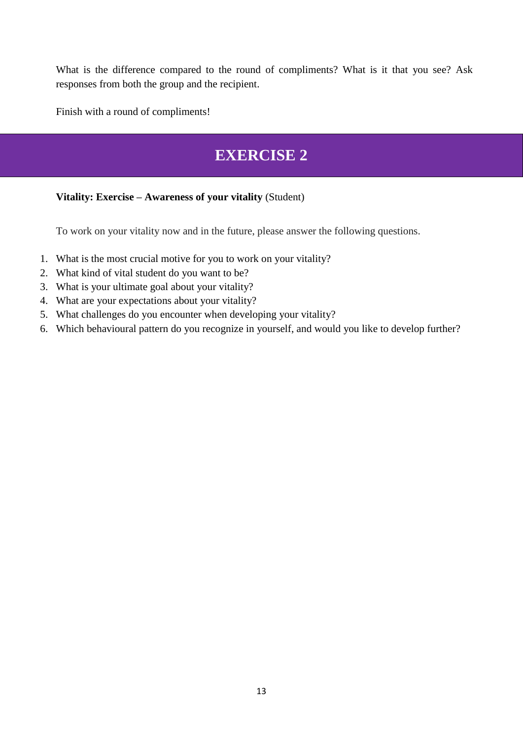What is the difference compared to the round of compliments? What is it that you see? Ask responses from both the group and the recipient.

Finish with a round of compliments!

# EXERCISE 2

**Vitality: Exercise – Awareness of your vitality** (Student)

To work on your vitality now and in the future, please answer the following questions.

1. What is the most crucial motive for you to work on your vitality?
2. What kind of vital student do you want to be?
3. What is your ultimate goal about your vitality?
4. What are your expectations about your vitality?
5. What challenges do you encounter when developing your vitality?
6. Which behavioural pattern do you recognize in yourself, and would you like to develop further?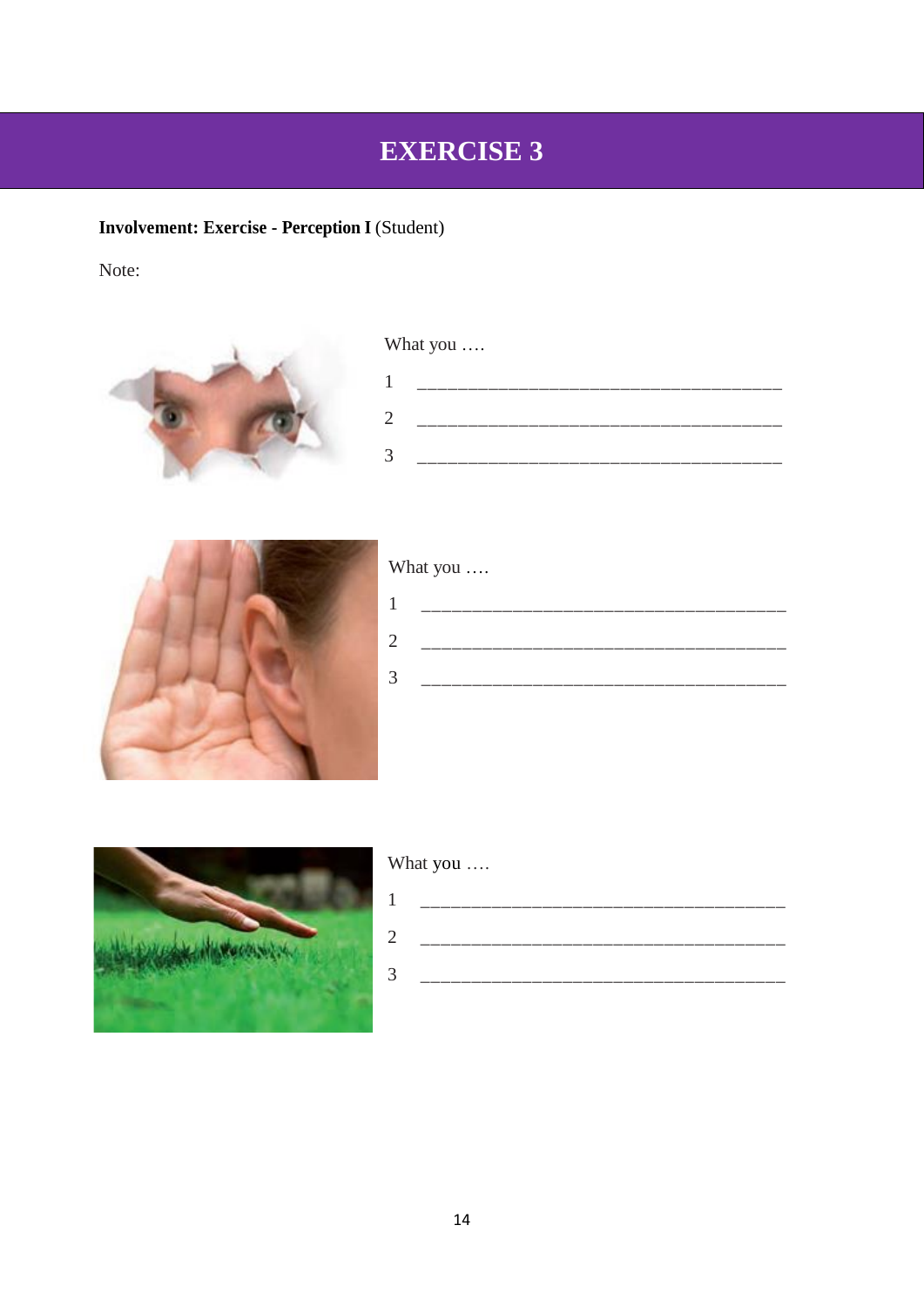# EXERCISE 3

**Involvement: Exercise - Perception I** (Student)

Note:

What you ….

1 ______________________________________

2 ______________________________________

3 ______________________________________

What you ….

1 ______________________________________

2 ______________________________________

3 ______________________________________

What you ….

1 ______________________________________

2 ______________________________________

3 ______________________________________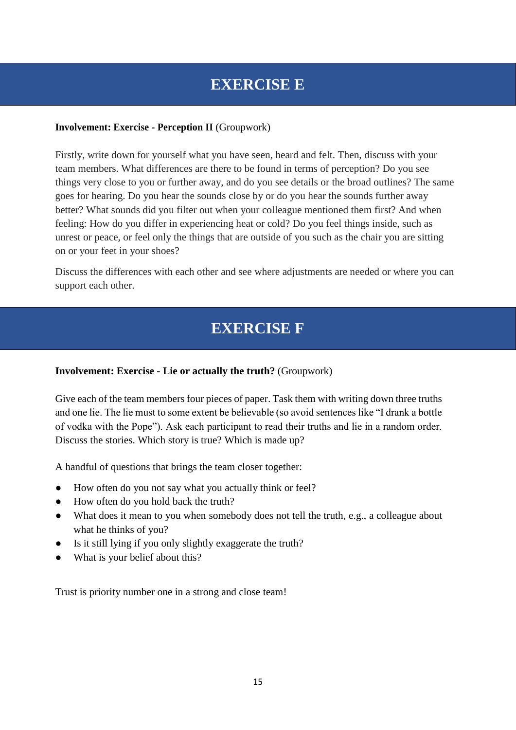# EXERCISE E

**Involvement: Exercise - Perception II** (Groupwork)

Firstly, write down for yourself what you have seen, heard and felt. Then, discuss with your team members. What differences are there to be found in terms of perception? Do you see things very close to you or further away, and do you see details or the broad outlines? The same goes for hearing. Do you hear the sounds close by or do you hear the sounds further away better? What sounds did you filter out when your colleague mentioned them first? And when feeling: How do you differ in experiencing heat or cold? Do you feel things inside, such as unrest or peace, or feel only the things that are outside of you such as the chair you are sitting on or your feet in your shoes?

Discuss the differences with each other and see where adjustments are needed or where you can support each other.

# EXERCISE F

**Involvement: Exercise - Lie or actually the truth?** (Groupwork)

Give each of the team members four pieces of paper. Task them with writing down three truths and one lie. The lie must to some extent be believable (so avoid sentences like "I drank a bottle of vodka with the Pope"). Ask each participant to read their truths and lie in a random order. Discuss the stories. Which story is true? Which is made up?

A handful of questions that brings the team closer together:

- How often do you not say what you actually think or feel?
- How often do you hold back the truth?
- What does it mean to you when somebody does not tell the truth, e.g., a colleague about what he thinks of you?
- Is it still lying if you only slightly exaggerate the truth?
- What is your belief about this?

Trust is priority number one in a strong and close team!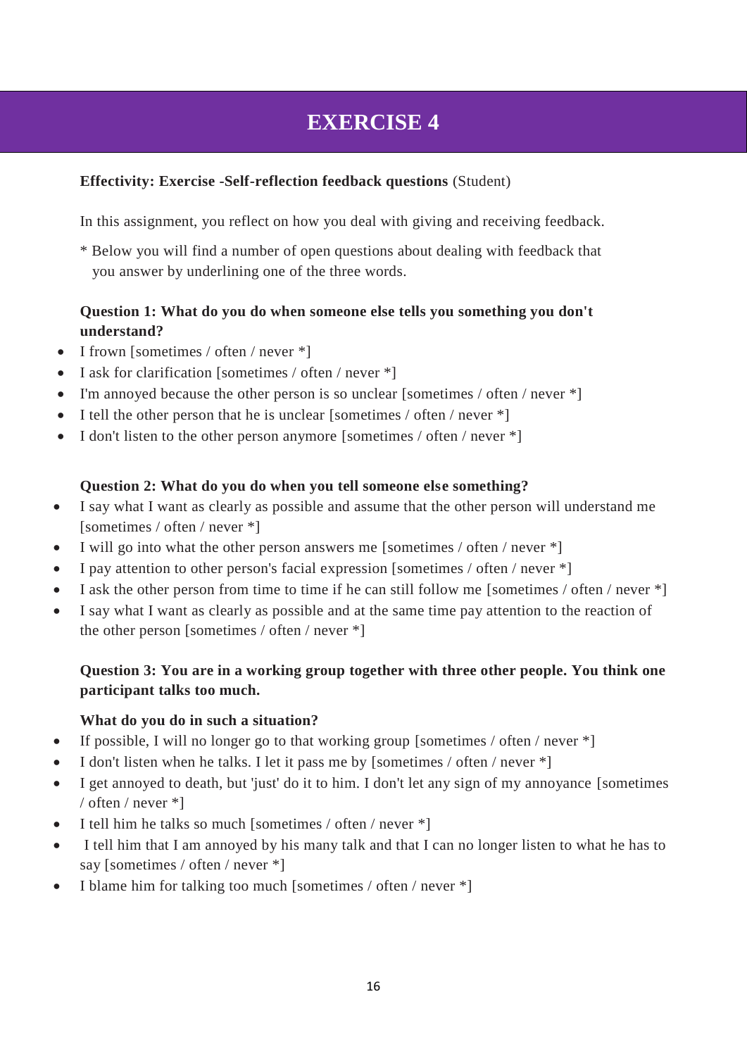# EXERCISE 4

**Effectivity: Exercise -Self-reflection feedback questions** (Student)

In this assignment, you reflect on how you deal with giving and receiving feedback.

* Below you will find a number of open questions about dealing with feedback that you answer by underlining one of the three words.

**Question 1: What do you do when someone else tells you something you don't understand?**

- I frown [sometimes / often / never *]
- I ask for clarification [sometimes / often / never *]
- I'm annoyed because the other person is so unclear [sometimes / often / never *]
- I tell the other person that he is unclear [sometimes / often / never *]
- I don't listen to the other person anymore [sometimes / often / never *]

**Question 2: What do you do when you tell someone else something?**

- I say what I want as clearly as possible and assume that the other person will understand me [sometimes / often / never *]
- I will go into what the other person answers me [sometimes / often / never *]
- I pay attention to other person's facial expression [sometimes / often / never *]
- I ask the other person from time to time if he can still follow me [sometimes / often / never *]
- I say what I want as clearly as possible and at the same time pay attention to the reaction of the other person [sometimes / often / never *]

**Question 3: You are in a working group together with three other people. You think one participant talks too much.**

**What do you do in such a situation?**

- If possible, I will no longer go to that working group [sometimes / often / never *]
- I don't listen when he talks. I let it pass me by [sometimes / often / never *]
- I get annoyed to death, but 'just' do it to him. I don't let any sign of my annoyance [sometimes / often / never *]
- I tell him he talks so much [sometimes / often / never *]
- I tell him that I am annoyed by his many talk and that I can no longer listen to what he has to say [sometimes / often / never *]
- I blame him for talking too much [sometimes / often / never *]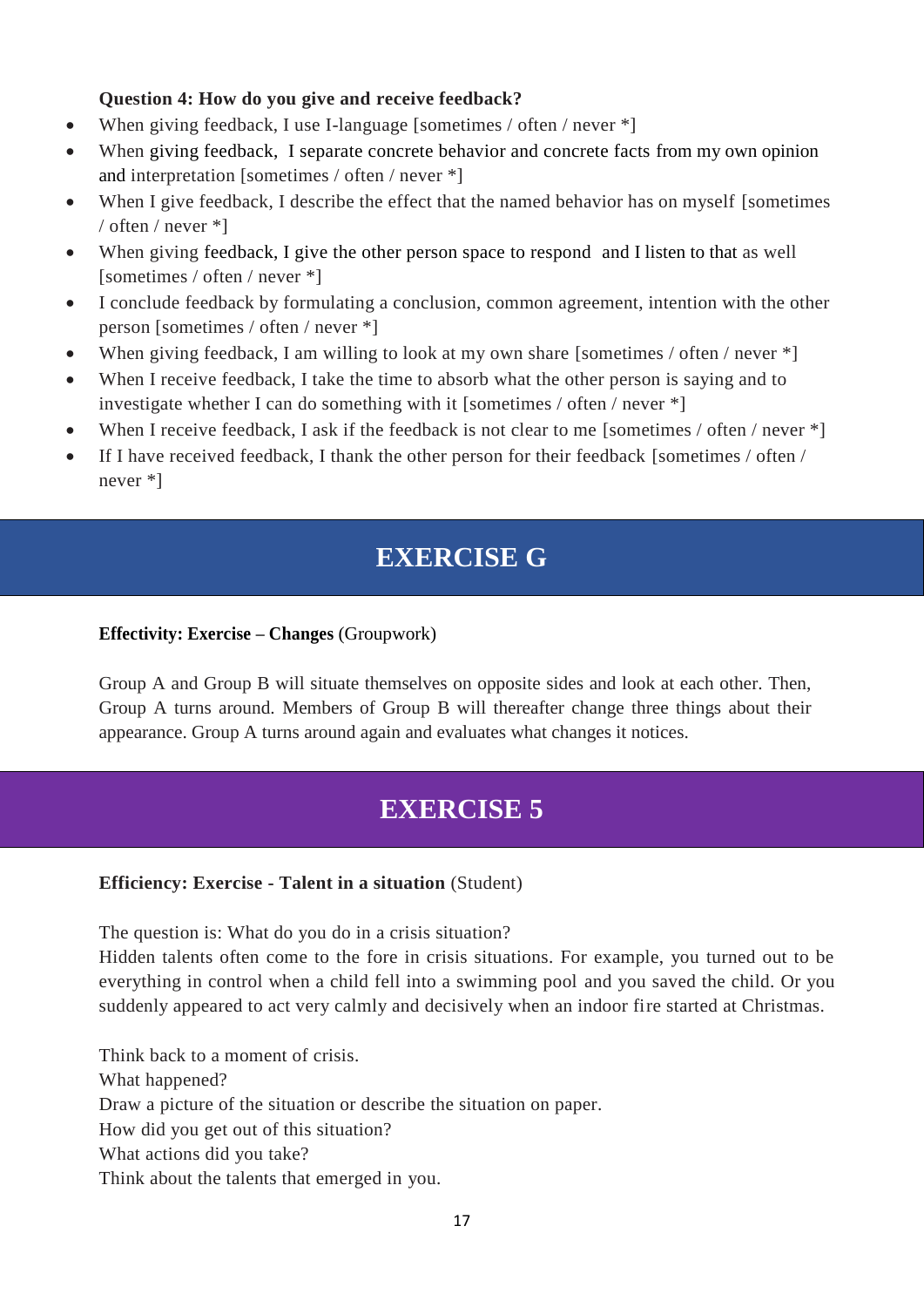**Question 4: How do you give and receive feedback?**

- When giving feedback, I use I-language [sometimes / often / never *]
- When giving feedback, I separate concrete behavior and concrete facts from my own opinion and interpretation [sometimes / often / never *]
- When I give feedback, I describe the effect that the named behavior has on myself [sometimes / often / never *]
- When giving feedback, I give the other person space to respond and I listen to that as well [sometimes / often / never *]
- I conclude feedback by formulating a conclusion, common agreement, intention with the other person [sometimes / often / never *]
- When giving feedback, I am willing to look at my own share [sometimes / often / never *]
- When I receive feedback, I take the time to absorb what the other person is saying and to investigate whether I can do something with it [sometimes / often / never *]
- When I receive feedback, I ask if the feedback is not clear to me [sometimes / often / never *]
- If I have received feedback, I thank the other person for their feedback [sometimes / often / never *]

# EXERCISE G

**Effectivity: Exercise – Changes** (Groupwork)

Group A and Group B will situate themselves on opposite sides and look at each other. Then, Group A turns around. Members of Group B will thereafter change three things about their appearance. Group A turns around again and evaluates what changes it notices.

# EXERCISE 5

**Efficiency: Exercise - Talent in a situation** (Student)

The question is: What do you do in a crisis situation?
Hidden talents often come to the fore in crisis situations. For example, you turned out to be everything in control when a child fell into a swimming pool and you saved the child. Or you suddenly appeared to act very calmly and decisively when an indoor fire started at Christmas.

Think back to a moment of crisis.
What happened?
Draw a picture of the situation or describe the situation on paper.
How did you get out of this situation?
What actions did you take?
Think about the talents that emerged in you.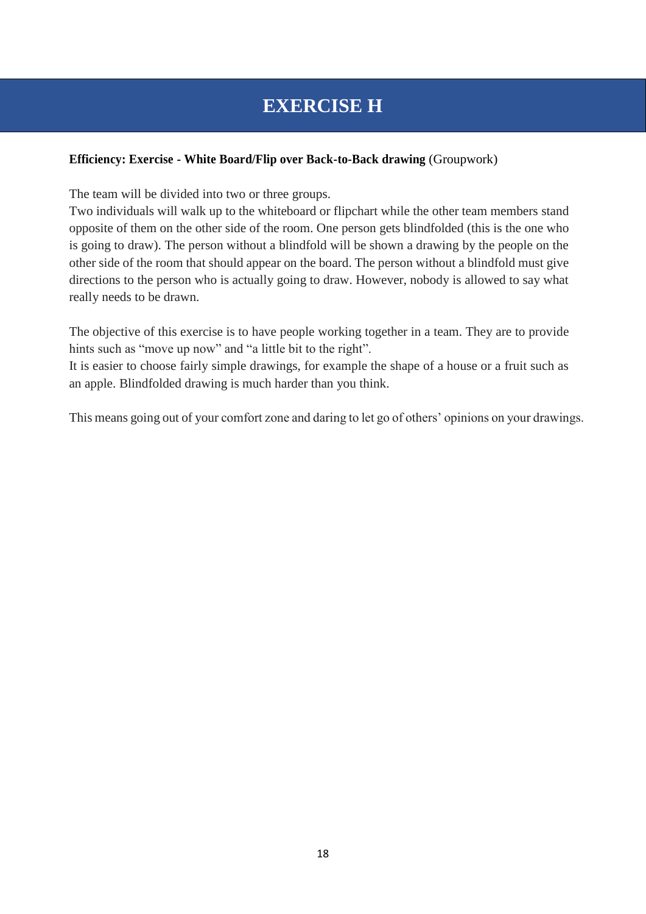# EXERCISE H

**Efficiency: Exercise - White Board/Flip over Back-to-Back drawing** (Groupwork)

The team will be divided into two or three groups.
Two individuals will walk up to the whiteboard or flipchart while the other team members stand opposite of them on the other side of the room. One person gets blindfolded (this is the one who is going to draw). The person without a blindfold will be shown a drawing by the people on the other side of the room that should appear on the board. The person without a blindfold must give directions to the person who is actually going to draw. However, nobody is allowed to say what really needs to be drawn.

The objective of this exercise is to have people working together in a team. They are to provide hints such as "move up now" and "a little bit to the right".
It is easier to choose fairly simple drawings, for example the shape of a house or a fruit such as an apple. Blindfolded drawing is much harder than you think.

This means going out of your comfort zone and daring to let go of others' opinions on your drawings.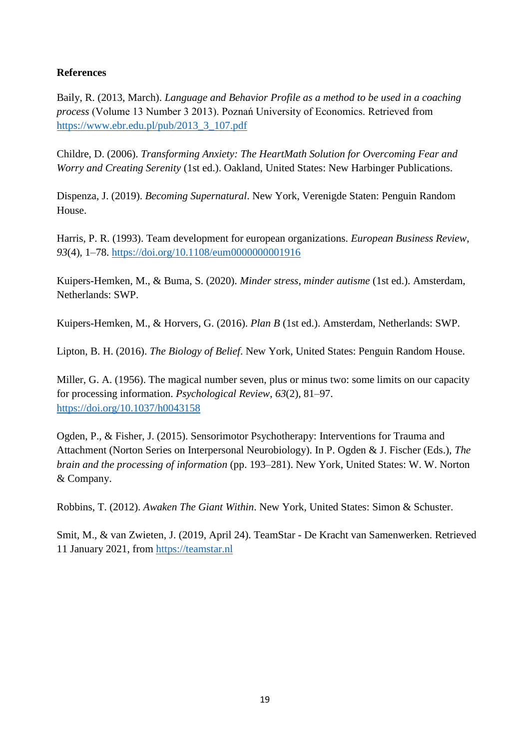**References**

Baily, R. (2013, March). *Language and Behavior Profile as a method to be used in a coaching process* (Volume 13 Number 3 2013). Poznań University of Economics. Retrieved from https://www.ebr.edu.pl/pub/2013_3_107.pdf

Childre, D. (2006). *Transforming Anxiety: The HeartMath Solution for Overcoming Fear and Worry and Creating Serenity* (1st ed.). Oakland, United States: New Harbinger Publications.

Dispenza, J. (2019). *Becoming Supernatural*. New York, Verenigde Staten: Penguin Random House.

Harris, P. R. (1993). Team development for european organizations. *European Business Review*, *93*(4), 1–78. https://doi.org/10.1108/eum0000000001916

Kuipers-Hemken, M., & Buma, S. (2020). *Minder stress, minder autisme* (1st ed.). Amsterdam, Netherlands: SWP.

Kuipers-Hemken, M., & Horvers, G. (2016). *Plan B* (1st ed.). Amsterdam, Netherlands: SWP.

Lipton, B. H. (2016). *The Biology of Belief*. New York, United States: Penguin Random House.

Miller, G. A. (1956). The magical number seven, plus or minus two: some limits on our capacity for processing information. *Psychological Review*, *63*(2), 81–97. https://doi.org/10.1037/h0043158

Ogden, P., & Fisher, J. (2015). Sensorimotor Psychotherapy: Interventions for Trauma and Attachment (Norton Series on Interpersonal Neurobiology). In P. Ogden & J. Fischer (Eds.), *The brain and the processing of information* (pp. 193–281). New York, United States: W. W. Norton & Company.

Robbins, T. (2012). *Awaken The Giant Within*. New York, United States: Simon & Schuster.

Smit, M., & van Zwieten, J. (2019, April 24). TeamStar - De Kracht van Samenwerken. Retrieved 11 January 2021, from https://teamstar.nl